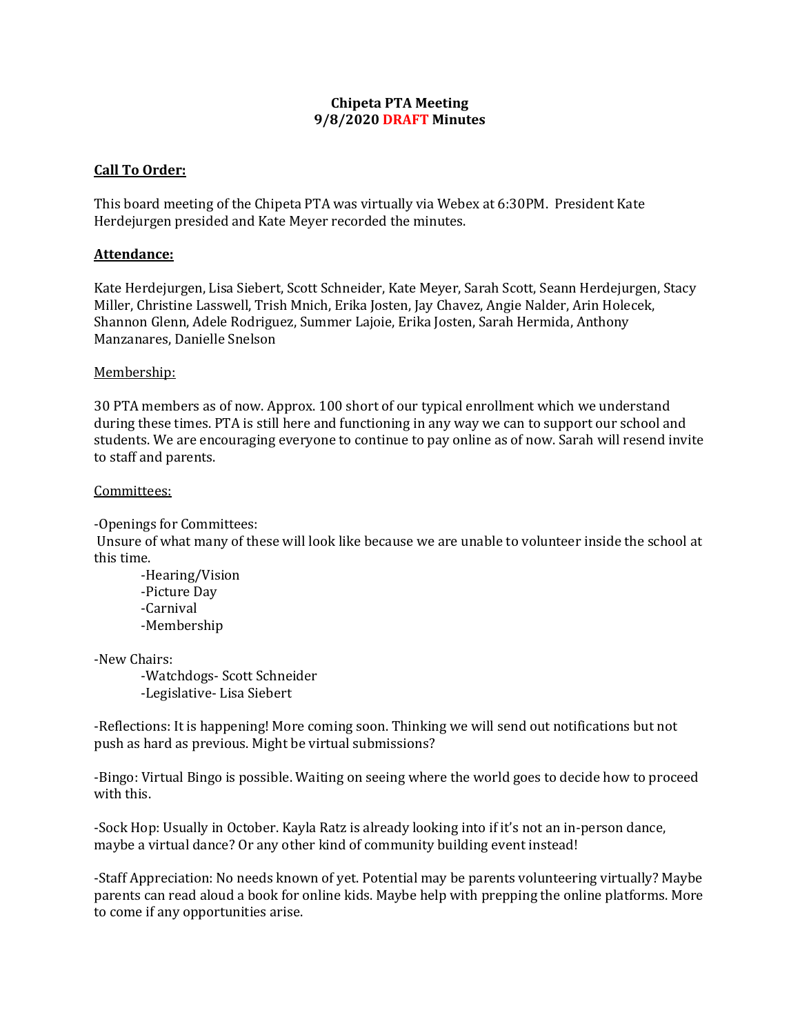**Chipeta PTA Meeting**
**9/8/2020 DRAFT Minutes**

**Call To Order:**

This board meeting of the Chipeta PTA was virtually via Webex at 6:30PM. President Kate Herdejurgen presided and Kate Meyer recorded the minutes.

**Attendance:**

Kate Herdejurgen, Lisa Siebert, Scott Schneider, Kate Meyer, Sarah Scott, Seann Herdejurgen, Stacy Miller, Christine Lasswell, Trish Mnich, Erika Josten, Jay Chavez, Angie Nalder, Arin Holecek, Shannon Glenn, Adele Rodriguez, Summer Lajoie, Erika Josten, Sarah Hermida, Anthony Manzanares, Danielle Snelson

Membership:

30 PTA members as of now. Approx. 100 short of our typical enrollment which we understand during these times. PTA is still here and functioning in any way we can to support our school and students. We are encouraging everyone to continue to pay online as of now. Sarah will resend invite to staff and parents.

Committees:

-Openings for Committees:
Unsure of what many of these will look like because we are unable to volunteer inside the school at this time.

- -Hearing/Vision
- -Picture Day
- -Carnival
- -Membership

-New Chairs:

- -Watchdogs- Scott Schneider
- -Legislative- Lisa Siebert

-Reflections: It is happening! More coming soon. Thinking we will send out notifications but not push as hard as previous. Might be virtual submissions?

-Bingo: Virtual Bingo is possible. Waiting on seeing where the world goes to decide how to proceed with this.

-Sock Hop: Usually in October. Kayla Ratz is already looking into if it's not an in-person dance, maybe a virtual dance? Or any other kind of community building event instead!

-Staff Appreciation: No needs known of yet. Potential may be parents volunteering virtually? Maybe parents can read aloud a book for online kids. Maybe help with prepping the online platforms. More to come if any opportunities arise.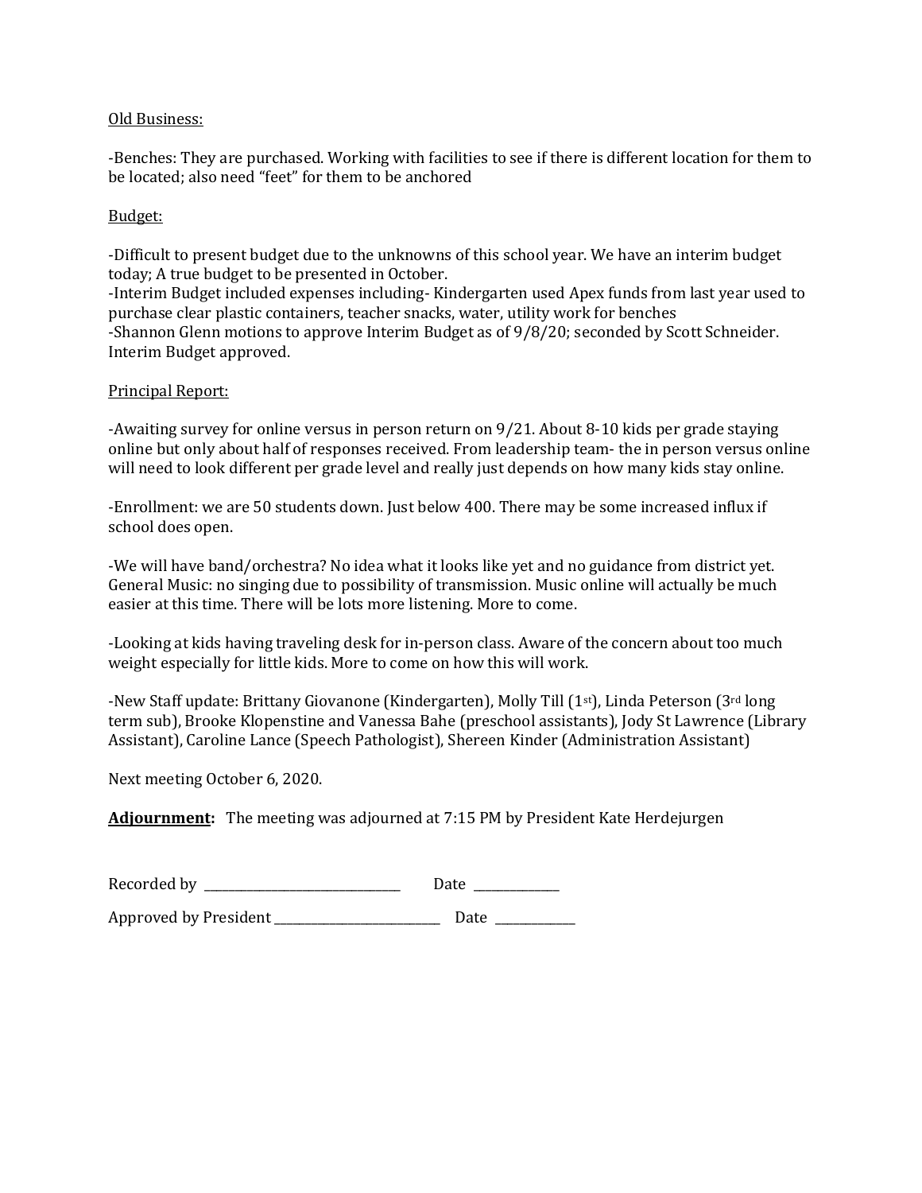Old Business:

-Benches: They are purchased. Working with facilities to see if there is different location for them to be located; also need "feet" for them to be anchored

Budget:

-Difficult to present budget due to the unknowns of this school year. We have an interim budget today; A true budget to be presented in October.
-Interim Budget included expenses including- Kindergarten used Apex funds from last year used to purchase clear plastic containers, teacher snacks, water, utility work for benches
-Shannon Glenn motions to approve Interim Budget as of 9/8/20; seconded by Scott Schneider. Interim Budget approved.

Principal Report:

-Awaiting survey for online versus in person return on 9/21. About 8-10 kids per grade staying online but only about half of responses received. From leadership team- the in person versus online will need to look different per grade level and really just depends on how many kids stay online.

-Enrollment: we are 50 students down. Just below 400. There may be some increased influx if school does open.

-We will have band/orchestra? No idea what it looks like yet and no guidance from district yet. General Music: no singing due to possibility of transmission. Music online will actually be much easier at this time. There will be lots more listening. More to come.

-Looking at kids having traveling desk for in-person class. Aware of the concern about too much weight especially for little kids. More to come on how this will work.

-New Staff update: Brittany Giovanone (Kindergarten), Molly Till (1st), Linda Peterson (3rd long term sub), Brooke Klopenstine and Vanessa Bahe (preschool assistants), Jody St Lawrence (Library Assistant), Caroline Lance (Speech Pathologist), Shereen Kinder (Administration Assistant)

Next meeting October 6, 2020.

**Adjournment:** The meeting was adjourned at 7:15 PM by President Kate Herdejurgen

Recorded by \_\_\_\_\_\_\_\_\_\_\_\_\_\_\_\_\_\_\_\_\_\_\_\_\_\_\_\_\_\_ Date \_\_\_\_\_\_\_\_\_\_\_\_

Approved by President \_\_\_\_\_\_\_\_\_\_\_\_\_\_\_\_\_\_\_\_\_\_\_\_\_\_ Date \_\_\_\_\_\_\_\_\_\_\_\_